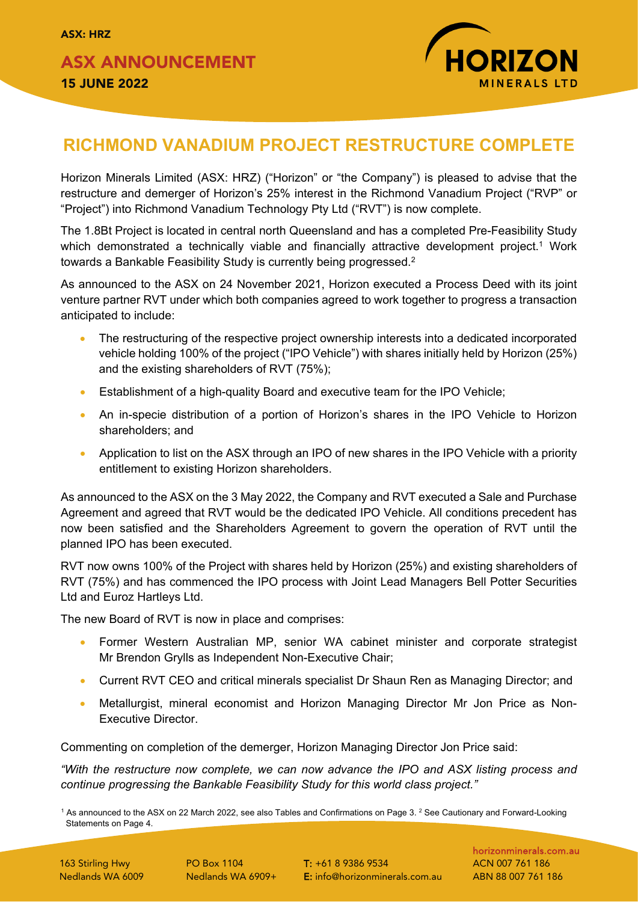ASX: HRZ

**ASX ANNOUNCEMENT**
**15 JUNE 2022**

# RICHMOND VANADIUM PROJECT RESTRUCTURE COMPLETE

Horizon Minerals Limited (ASX: HRZ) ("Horizon" or "the Company") is pleased to advise that the restructure and demerger of Horizon's 25% interest in the Richmond Vanadium Project ("RVP" or "Project") into Richmond Vanadium Technology Pty Ltd ("RVT") is now complete.

The 1.8Bt Project is located in central north Queensland and has a completed Pre-Feasibility Study which demonstrated a technically viable and financially attractive development project.[1] Work towards a Bankable Feasibility Study is currently being progressed.[2]

As announced to the ASX on 24 November 2021, Horizon executed a Process Deed with its joint venture partner RVT under which both companies agreed to work together to progress a transaction anticipated to include:

- The restructuring of the respective project ownership interests into a dedicated incorporated vehicle holding 100% of the project ("IPO Vehicle") with shares initially held by Horizon (25%) and the existing shareholders of RVT (75%);
- Establishment of a high-quality Board and executive team for the IPO Vehicle;
- An in-specie distribution of a portion of Horizon's shares in the IPO Vehicle to Horizon shareholders; and
- Application to list on the ASX through an IPO of new shares in the IPO Vehicle with a priority entitlement to existing Horizon shareholders.

As announced to the ASX on the 3 May 2022, the Company and RVT executed a Sale and Purchase Agreement and agreed that RVT would be the dedicated IPO Vehicle. All conditions precedent has now been satisfied and the Shareholders Agreement to govern the operation of RVT until the planned IPO has been executed.

RVT now owns 100% of the Project with shares held by Horizon (25%) and existing shareholders of RVT (75%) and has commenced the IPO process with Joint Lead Managers Bell Potter Securities Ltd and Euroz Hartleys Ltd.

The new Board of RVT is now in place and comprises:

- Former Western Australian MP, senior WA cabinet minister and corporate strategist Mr Brendon Grylls as Independent Non-Executive Chair;
- Current RVT CEO and critical minerals specialist Dr Shaun Ren as Managing Director; and
- Metallurgist, mineral economist and Horizon Managing Director Mr Jon Price as Non-Executive Director.

Commenting on completion of the demerger, Horizon Managing Director Jon Price said:

*"With the restructure now complete, we can now advance the IPO and ASX listing process and continue progressing the Bankable Feasibility Study for this world class project."*

[1] As announced to the ASX on 22 March 2022, see also Tables and Confirmations on Page 3. [2] See Cautionary and Forward-Looking Statements on Page 4.

163 Stirling Hwy Nedlands WA 6009 | PO Box 1104 Nedlands WA 6909+ | T: +61 8 9386 9534 E: info@horizonminerals.com.au | horizonminerals.com.au ACN 007 761 186 ABN 88 007 761 186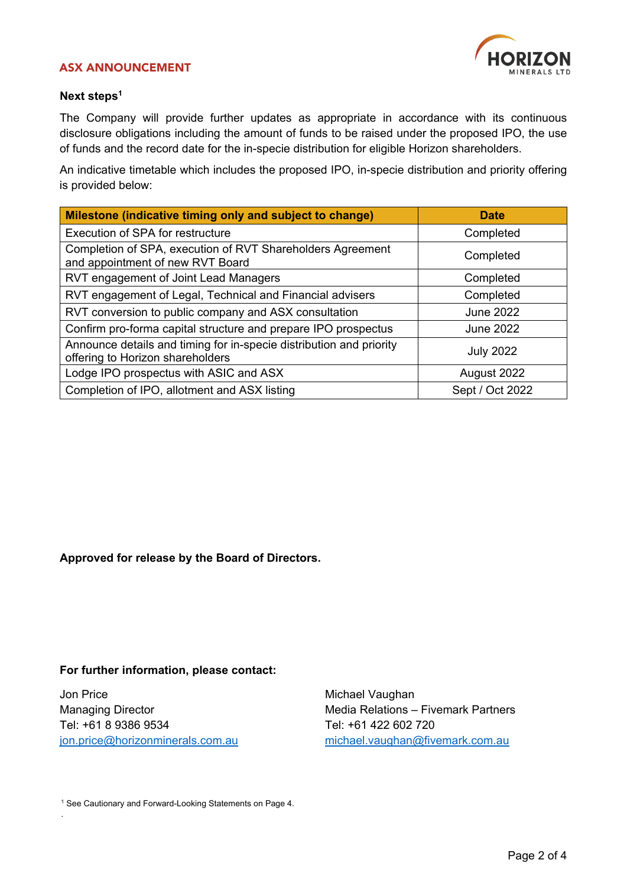**Next steps[1]**

The Company will provide further updates as appropriate in accordance with its continuous disclosure obligations including the amount of funds to be raised under the proposed IPO, the use of funds and the record date for the in-specie distribution for eligible Horizon shareholders.

An indicative timetable which includes the proposed IPO, in-specie distribution and priority offering is provided below:

| Milestone (indicative timing only and subject to change) | Date |
|---|---|
| Execution of SPA for restructure | Completed |
| Completion of SPA, execution of RVT Shareholders Agreement and appointment of new RVT Board | Completed |
| RVT engagement of Joint Lead Managers | Completed |
| RVT engagement of Legal, Technical and Financial advisers | Completed |
| RVT conversion to public company and ASX consultation | June 2022 |
| Confirm pro-forma capital structure and prepare IPO prospectus | June 2022 |
| Announce details and timing for in-specie distribution and priority offering to Horizon shareholders | July 2022 |
| Lodge IPO prospectus with ASIC and ASX | August 2022 |
| Completion of IPO, allotment and ASX listing | Sept / Oct 2022 |

**Approved for release by the Board of Directors.**

**For further information, please contact:**

Jon Price
Managing Director
Tel: +61 8 9386 9534
jon.price@horizonminerals.com.au

Michael Vaughan
Media Relations – Fivemark Partners
Tel: +61 422 602 720
michael.vaughan@fivemark.com.au

[1] See Cautionary and Forward-Looking Statements on Page 4.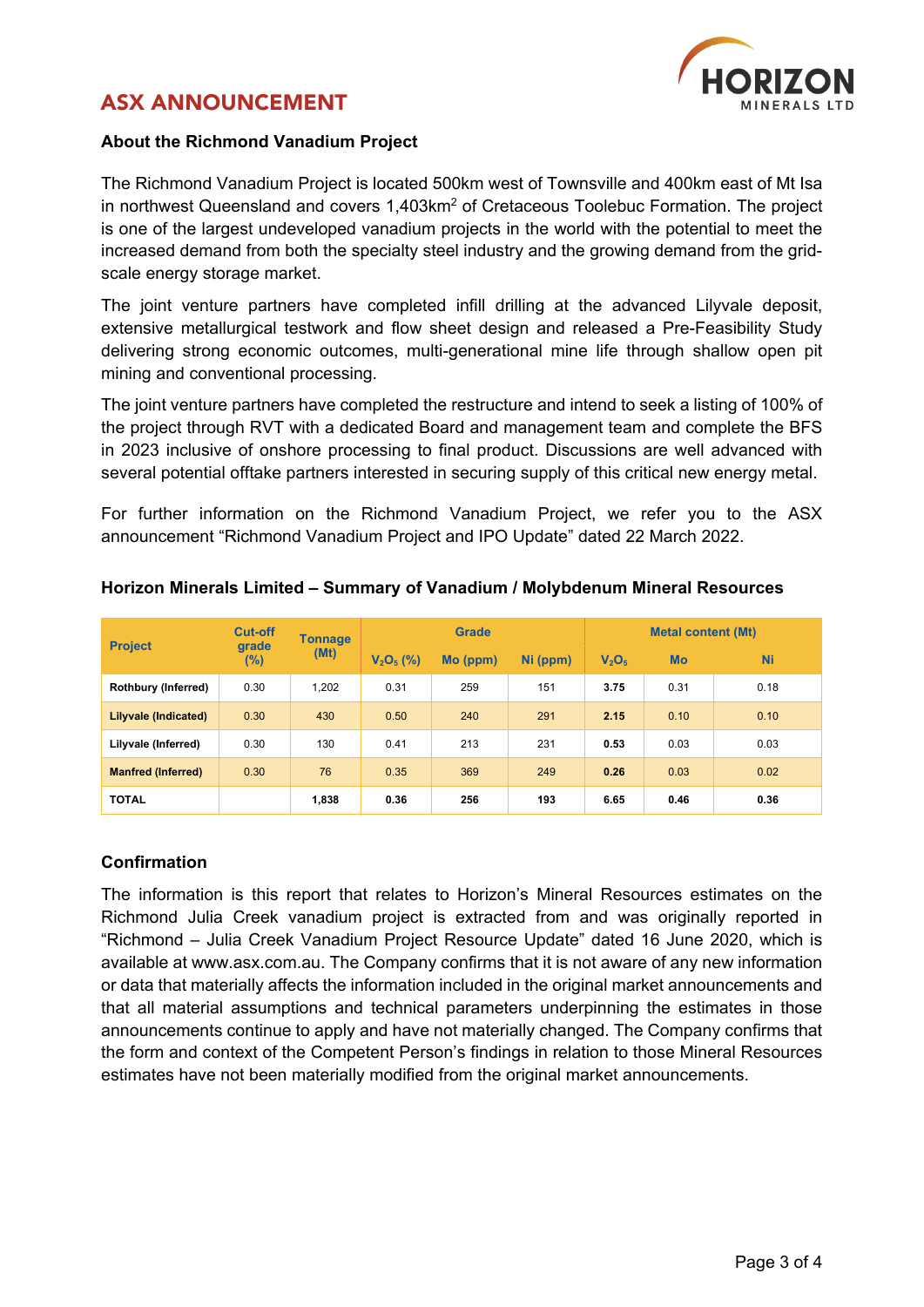## ASX ANNOUNCEMENT

### About the Richmond Vanadium Project

The Richmond Vanadium Project is located 500km west of Townsville and 400km east of Mt Isa in northwest Queensland and covers 1,403km$^2$ of Cretaceous Toolebuc Formation. The project is one of the largest undeveloped vanadium projects in the world with the potential to meet the increased demand from both the specialty steel industry and the growing demand from the grid-scale energy storage market.

The joint venture partners have completed infill drilling at the advanced Lilyvale deposit, extensive metallurgical testwork and flow sheet design and released a Pre-Feasibility Study delivering strong economic outcomes, multi-generational mine life through shallow open pit mining and conventional processing.

The joint venture partners have completed the restructure and intend to seek a listing of 100% of the project through RVT with a dedicated Board and management team and complete the BFS in 2023 inclusive of onshore processing to final product. Discussions are well advanced with several potential offtake partners interested in securing supply of this critical new energy metal.

For further information on the Richmond Vanadium Project, we refer you to the ASX announcement "Richmond Vanadium Project and IPO Update" dated 22 March 2022.

### Horizon Minerals Limited – Summary of Vanadium / Molybdenum Mineral Resources

| Project | Cut-off grade (%) | Tonnage (Mt) | Grade | | | Metal content (Mt) | | |
|---|---|---|---|---|---|---|---|---|
| | | | $V_2O_5$ (%) | Mo (ppm) | Ni (ppm) | $V_2O_5$ | Mo | Ni |
| **Rothbury (Inferred)** | 0.30 | 1,202 | 0.31 | 259 | 151 | **3.75** | 0.31 | 0.18 |
| **Lilyvale (Indicated)** | 0.30 | 430 | 0.50 | 240 | 291 | **2.15** | 0.10 | 0.10 |
| **Lilyvale (Inferred)** | 0.30 | 130 | 0.41 | 213 | 231 | **0.53** | 0.03 | 0.03 |
| **Manfred (Inferred)** | 0.30 | 76 | 0.35 | 369 | 249 | **0.26** | 0.03 | 0.02 |
| **TOTAL** | | **1,838** | **0.36** | **256** | **193** | **6.65** | **0.46** | **0.36** |

### Confirmation

The information is this report that relates to Horizon's Mineral Resources estimates on the Richmond Julia Creek vanadium project is extracted from and was originally reported in "Richmond – Julia Creek Vanadium Project Resource Update" dated 16 June 2020, which is available at www.asx.com.au. The Company confirms that it is not aware of any new information or data that materially affects the information included in the original market announcements and that all material assumptions and technical parameters underpinning the estimates in those announcements continue to apply and have not materially changed. The Company confirms that the form and context of the Competent Person's findings in relation to those Mineral Resources estimates have not been materially modified from the original market announcements.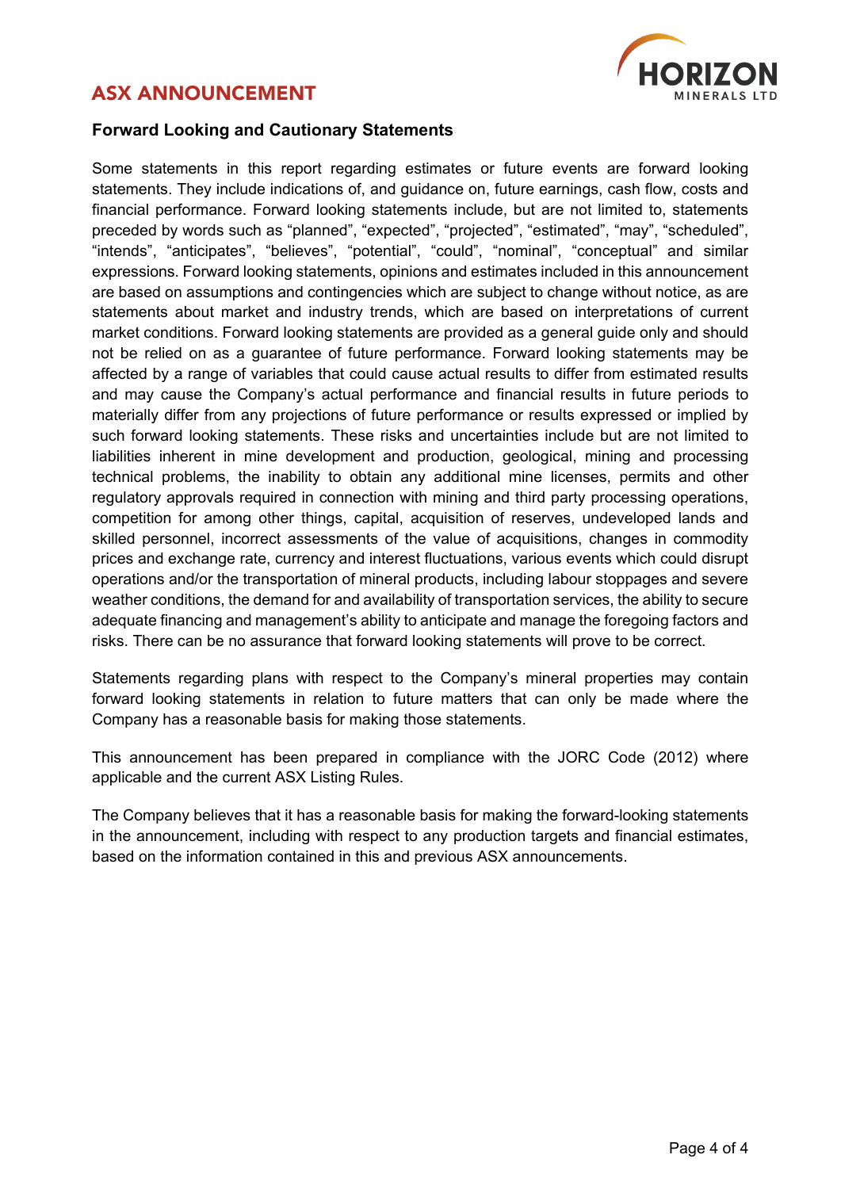## Forward Looking and Cautionary Statements

Some statements in this report regarding estimates or future events are forward looking statements. They include indications of, and guidance on, future earnings, cash flow, costs and financial performance. Forward looking statements include, but are not limited to, statements preceded by words such as "planned", "expected", "projected", "estimated", "may", "scheduled", "intends", "anticipates", "believes", "potential", "could", "nominal", "conceptual" and similar expressions. Forward looking statements, opinions and estimates included in this announcement are based on assumptions and contingencies which are subject to change without notice, as are statements about market and industry trends, which are based on interpretations of current market conditions. Forward looking statements are provided as a general guide only and should not be relied on as a guarantee of future performance. Forward looking statements may be affected by a range of variables that could cause actual results to differ from estimated results and may cause the Company's actual performance and financial results in future periods to materially differ from any projections of future performance or results expressed or implied by such forward looking statements. These risks and uncertainties include but are not limited to liabilities inherent in mine development and production, geological, mining and processing technical problems, the inability to obtain any additional mine licenses, permits and other regulatory approvals required in connection with mining and third party processing operations, competition for among other things, capital, acquisition of reserves, undeveloped lands and skilled personnel, incorrect assessments of the value of acquisitions, changes in commodity prices and exchange rate, currency and interest fluctuations, various events which could disrupt operations and/or the transportation of mineral products, including labour stoppages and severe weather conditions, the demand for and availability of transportation services, the ability to secure adequate financing and management's ability to anticipate and manage the foregoing factors and risks. There can be no assurance that forward looking statements will prove to be correct.

Statements regarding plans with respect to the Company's mineral properties may contain forward looking statements in relation to future matters that can only be made where the Company has a reasonable basis for making those statements.

This announcement has been prepared in compliance with the JORC Code (2012) where applicable and the current ASX Listing Rules.

The Company believes that it has a reasonable basis for making the forward-looking statements in the announcement, including with respect to any production targets and financial estimates, based on the information contained in this and previous ASX announcements.